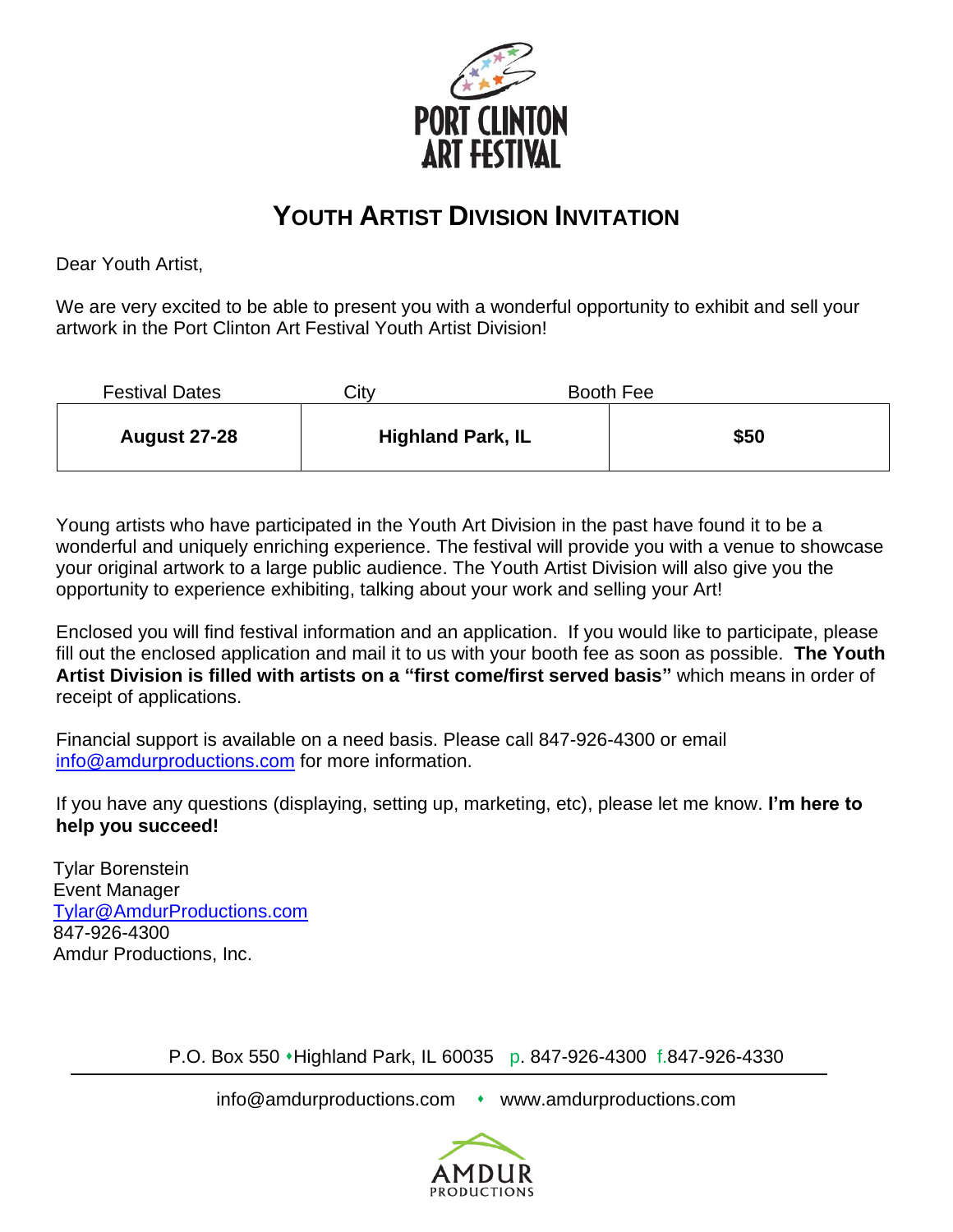PORT CLINTON ART FESTIVAL

# YOUTH ARTIST DIVISION INVITATION

Dear Youth Artist,

We are very excited to be able to present you with a wonderful opportunity to exhibit and sell your artwork in the Port Clinton Art Festival Youth Artist Division!

| Festival Dates | City | Booth Fee |
|---|---|---|
| **August 27-28** | **Highland Park, IL** | **$50** |

Young artists who have participated in the Youth Art Division in the past have found it to be a wonderful and uniquely enriching experience. The festival will provide you with a venue to showcase your original artwork to a large public audience. The Youth Artist Division will also give you the opportunity to experience exhibiting, talking about your work and selling your Art!

Enclosed you will find festival information and an application. If you would like to participate, please fill out the enclosed application and mail it to us with your booth fee as soon as possible. **The Youth Artist Division is filled with artists on a "first come/first served basis"** which means in order of receipt of applications.

Financial support is available on a need basis. Please call 847-926-4300 or email info@amdurproductions.com for more information.

If you have any questions (displaying, setting up, marketing, etc), please let me know. **I'm here to help you succeed!**

Tylar Borenstein
Event Manager
Tylar@AmdurProductions.com
847-926-4300
Amdur Productions, Inc.

P.O. Box 550 • Highland Park, IL 60035 p. 847-926-4300 f.847-926-4330

info@amdurproductions.com • www.amdurproductions.com

AMDUR PRODUCTIONS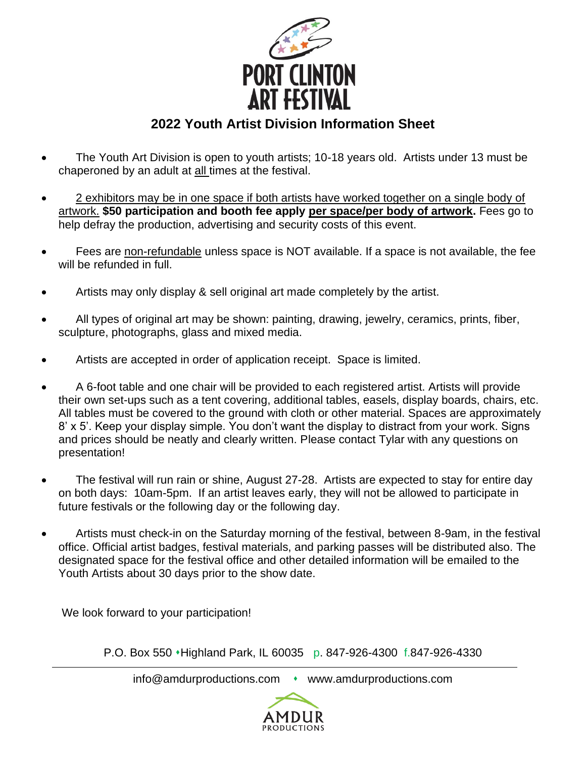# PORT CLINTON ART FESTIVAL

## 2022 Youth Artist Division Information Sheet

- The Youth Art Division is open to youth artists; 10-18 years old. Artists under 13 must be chaperoned by an adult at all times at the festival.
- 2 exhibitors may be in one space if both artists have worked together on a single body of artwork. **$50 participation and booth fee apply per space/per body of artwork.** Fees go to help defray the production, advertising and security costs of this event.
- Fees are non-refundable unless space is NOT available. If a space is not available, the fee will be refunded in full.
- Artists may only display & sell original art made completely by the artist.
- All types of original art may be shown: painting, drawing, jewelry, ceramics, prints, fiber, sculpture, photographs, glass and mixed media.
- Artists are accepted in order of application receipt. Space is limited.
- A 6-foot table and one chair will be provided to each registered artist. Artists will provide their own set-ups such as a tent covering, additional tables, easels, display boards, chairs, etc. All tables must be covered to the ground with cloth or other material. Spaces are approximately 8' x 5'. Keep your display simple. You don't want the display to distract from your work. Signs and prices should be neatly and clearly written. Please contact Tylar with any questions on presentation!
- The festival will run rain or shine, August 27-28. Artists are expected to stay for entire day on both days: 10am-5pm. If an artist leaves early, they will not be allowed to participate in future festivals or the following day or the following day.
- Artists must check-in on the Saturday morning of the festival, between 8-9am, in the festival office. Official artist badges, festival materials, and parking passes will be distributed also. The designated space for the festival office and other detailed information will be emailed to the Youth Artists about 30 days prior to the show date.

We look forward to your participation!

P.O. Box 550 • Highland Park, IL 60035 p. 847-926-4300 f.847-926-4330

info@amdurproductions.com • www.amdurproductions.com

AMDUR PRODUCTIONS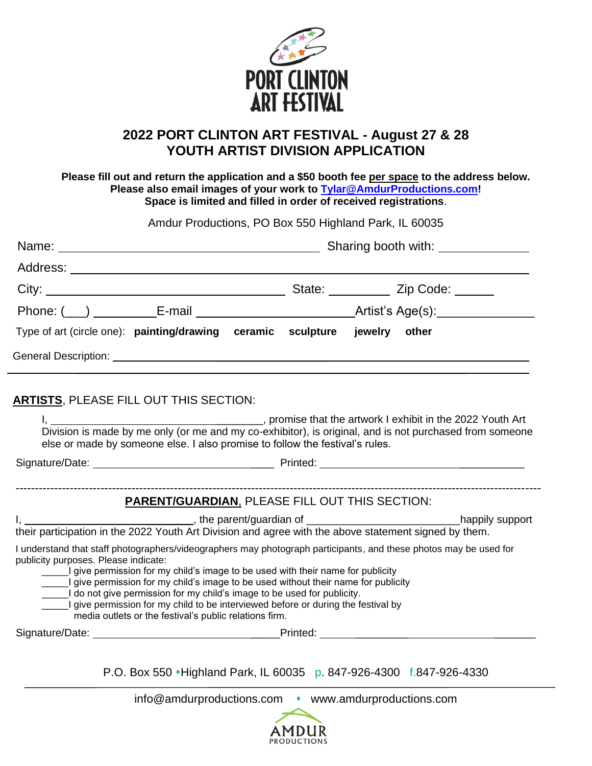PORT CLINTON ART FESTIVAL

## 2022 PORT CLINTON ART FESTIVAL - August 27 & 28
## YOUTH ARTIST DIVISION APPLICATION

**Please fill out and return the application and a $50 booth fee per space to the address below.**
**Please also email images of your work to Tylar@AmdurProductions.com!**
**Space is limited and filled in order of received registrations.**

Amdur Productions, PO Box 550 Highland Park, IL 60035

Name: ________________________________ Sharing booth with: ____________

Address: ______________________________________________________________

City: ____________________________ State: _________ Zip Code: ______

Phone: (___) _________E-mail ______________________Artist's Age(s):_____________

Type of art (circle one): **painting/drawing** **ceramic** **sculpture** **jewelry** **other**

General Description: ___________________________________________________________

______________________________________________________________________________

**ARTISTS**, PLEASE FILL OUT THIS SECTION:

I, ______________________________, promise that the artwork I exhibit in the 2022 Youth Art Division is made by me only (or me and my co-exhibitor), is original, and is not purchased from someone else or made by someone else. I also promise to follow the festival's rules.

Signature/Date: ______________________________ Printed: ______________________________

---

**PARENT/GUARDIAN**, PLEASE FILL OUT THIS SECTION:

I, __________________________, the parent/guardian of _________________________happily support their participation in the 2022 Youth Art Division and agree with the above statement signed by them.

I understand that staff photographers/videographers may photograph participants, and these photos may be used for publicity purposes. Please indicate:

_____I give permission for my child's image to be used with their name for publicity
_____I give permission for my child's image to be used without their name for publicity
_____I do not give permission for my child's image to be used for publicity.
_____I give permission for my child to be interviewed before or during the festival by media outlets or the festival's public relations firm.

Signature/Date: ______________________________Printed: ______________________________

P.O. Box 550 • Highland Park, IL 60035 p. 847-926-4300 f.847-926-4330

info@amdurproductions.com • www.amdurproductions.com

AMDUR PRODUCTIONS